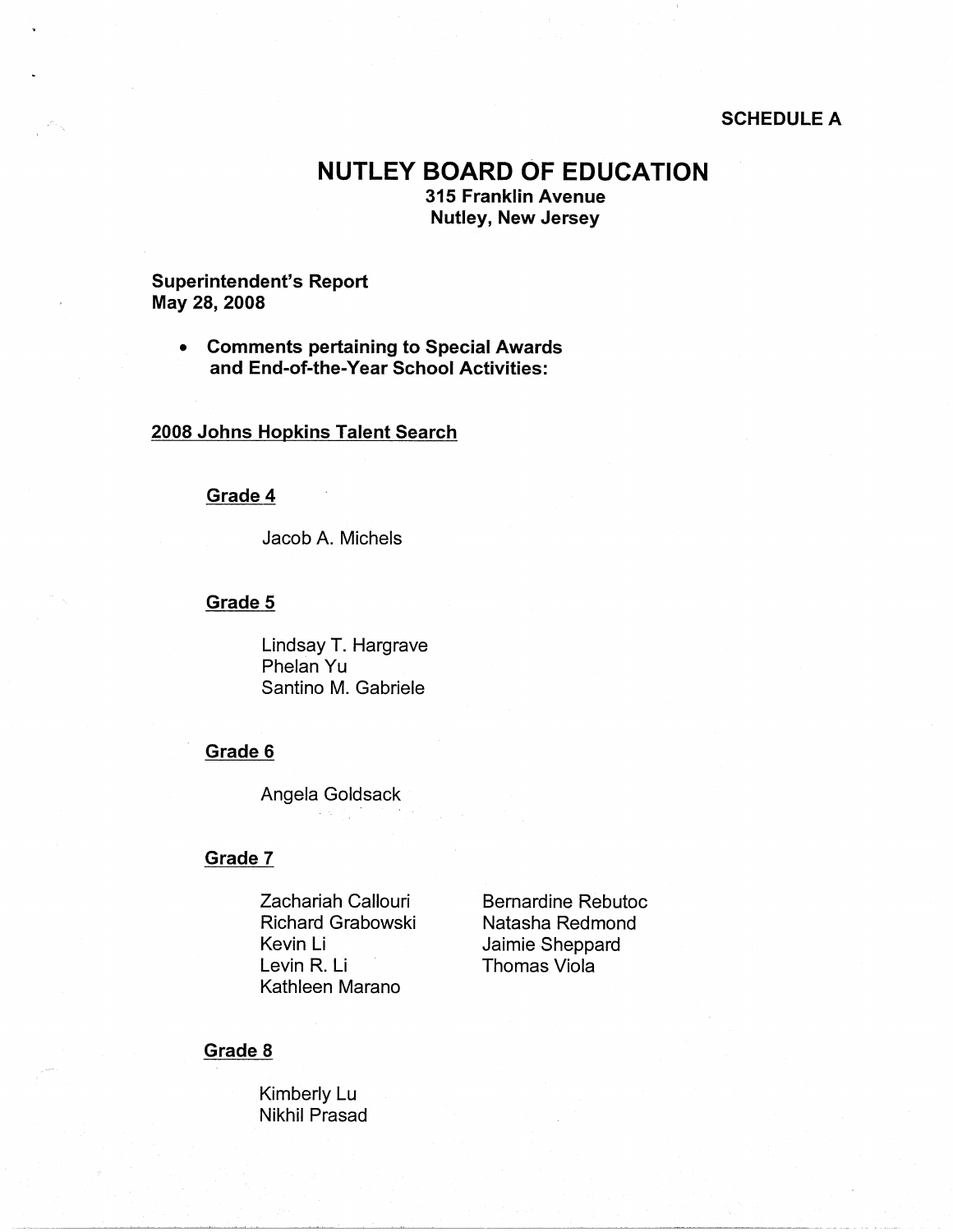**SCHEDULE A**

# NUTLEY BOARD OF EDUCATION

**315 Franklin Avenue**
**Nutley, New Jersey**

**Superintendent's Report**
**May 28, 2008**

- **Comments pertaining to Special Awards and End-of-the-Year School Activities:**

## 2008 Johns Hopkins Talent Search

### Grade 4

Jacob A. Michels

### Grade 5

Lindsay T. Hargrave
Phelan Yu
Santino M. Gabriele

### Grade 6

Angela Goldsack

### Grade 7

Zachariah Callouri
Richard Grabowski
Kevin Li
Levin R. Li
Kathleen Marano
Bernardine Rebutoc
Natasha Redmond
Jaimie Sheppard
Thomas Viola

### Grade 8

Kimberly Lu
Nikhil Prasad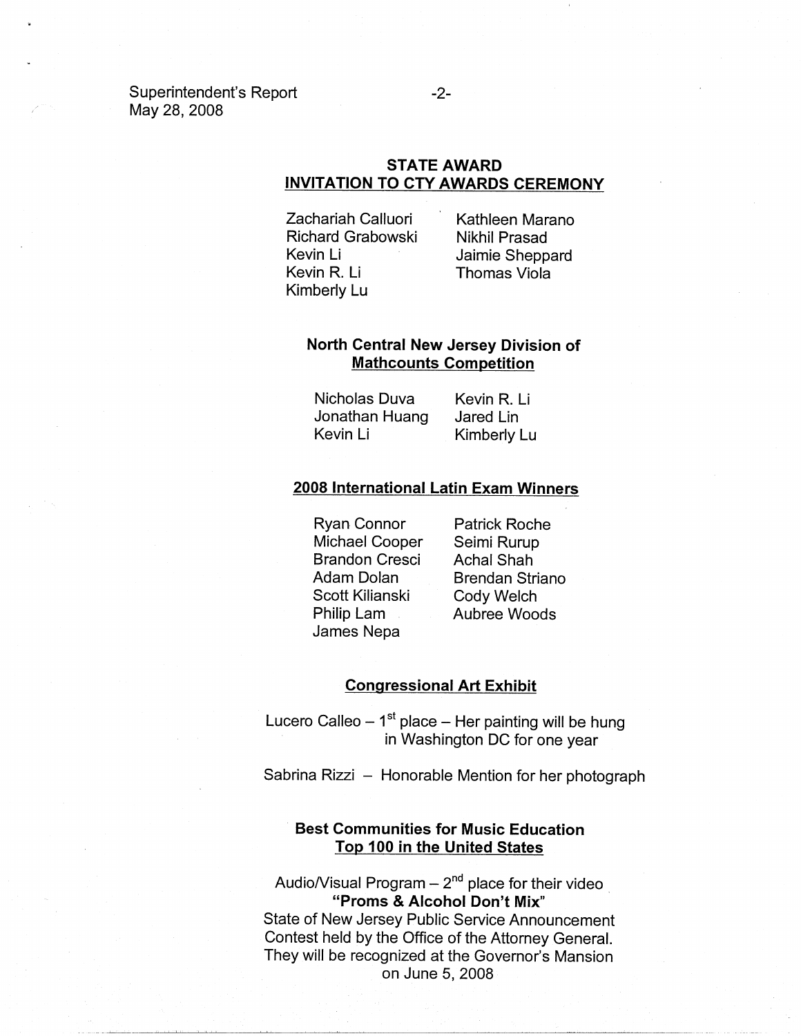## STATE AWARD
## INVITATION TO CTY AWARDS CEREMONY

Zachariah Calluori
Richard Grabowski
Kevin Li
Kevin R. Li
Kimberly Lu
Kathleen Marano
Nikhil Prasad
Jaimie Sheppard
Thomas Viola

## North Central New Jersey Division of Mathcounts Competition

Nicholas Duva
Jonathan Huang
Kevin Li
Kevin R. Li
Jared Lin
Kimberly Lu

## 2008 International Latin Exam Winners

Ryan Connor
Michael Cooper
Brandon Cresci
Adam Dolan
Scott Kilianski
Philip Lam
James Nepa
Patrick Roche
Seimi Rurup
Achal Shah
Brendan Striano
Cody Welch
Aubree Woods

## Congressional Art Exhibit

Lucero Calleo – 1st place – Her painting will be hung in Washington DC for one year

Sabrina Rizzi – Honorable Mention for her photograph

## Best Communities for Music Education Top 100 in the United States

Audio/Visual Program – 2nd place for their video **"Proms & Alcohol Don't Mix"**
State of New Jersey Public Service Announcement Contest held by the Office of the Attorney General. They will be recognized at the Governor's Mansion on June 5, 2008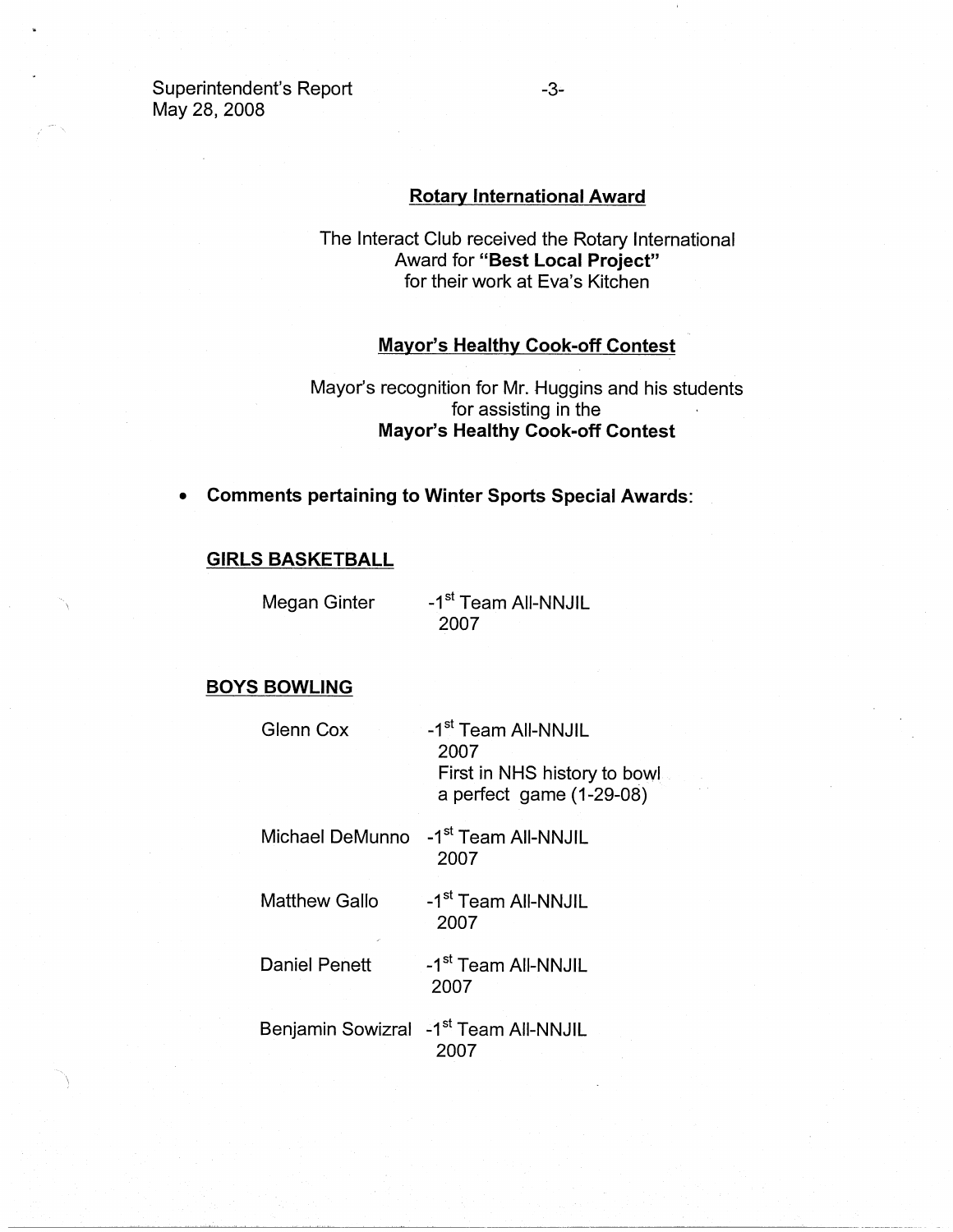**Rotary International Award**

The Interact Club received the Rotary International Award for **"Best Local Project"** for their work at Eva's Kitchen

**Mayor's Healthy Cook-off Contest**

Mayor's recognition for Mr. Huggins and his students for assisting in the **Mayor's Healthy Cook-off Contest**

- **Comments pertaining to Winter Sports Special Awards:**

**GIRLS BASKETBALL**

| | |
|---|---|
| Megan Ginter | -1st Team All-NNJIL 2007 |

**BOYS BOWLING**

| | |
|---|---|
| Glenn Cox | -1st Team All-NNJIL 2007 First in NHS history to bowl a perfect game (1-29-08) |
| Michael DeMunno | -1st Team All-NNJIL 2007 |
| Matthew Gallo | -1st Team All-NNJIL 2007 |
| Daniel Penett | -1st Team All-NNJIL 2007 |
| Benjamin Sowizral | -1st Team All-NNJIL 2007 |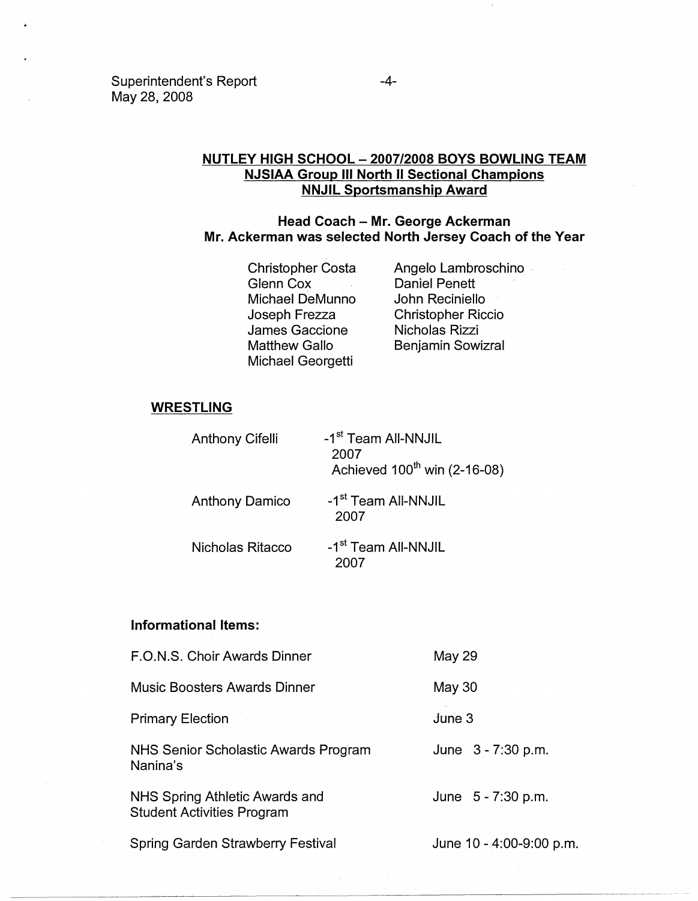## NUTLEY HIGH SCHOOL – 2007/2008 BOYS BOWLING TEAM
## NJSIAA Group III North II Sectional Champions
## NNJIL Sportsmanship Award

**Head Coach – Mr. George Ackerman**
**Mr. Ackerman was selected North Jersey Coach of the Year**

Christopher Costa
Glenn Cox
Michael DeMunno
Joseph Frezza
James Gaccione
Matthew Gallo
Michael Georgetti
Angelo Lambroschino
Daniel Penett
John Reciniello
Christopher Riccio
Nicholas Rizzi
Benjamin Sowizral

### WRESTLING

| | |
|---|---|
| Anthony Cifelli | -1st Team All-NNJIL 2007<br>Achieved 100th win (2-16-08) |
| Anthony Damico | -1st Team All-NNJIL 2007 |
| Nicholas Ritacco | -1st Team All-NNJIL 2007 |

**Informational Items:**

| | |
|---|---|
| F.O.N.S. Choir Awards Dinner | May 29 |
| Music Boosters Awards Dinner | May 30 |
| Primary Election | June 3 |
| NHS Senior Scholastic Awards Program<br>Nanina's | June 3 - 7:30 p.m. |
| NHS Spring Athletic Awards and Student Activities Program | June 5 - 7:30 p.m. |
| Spring Garden Strawberry Festival | June 10 - 4:00-9:00 p.m. |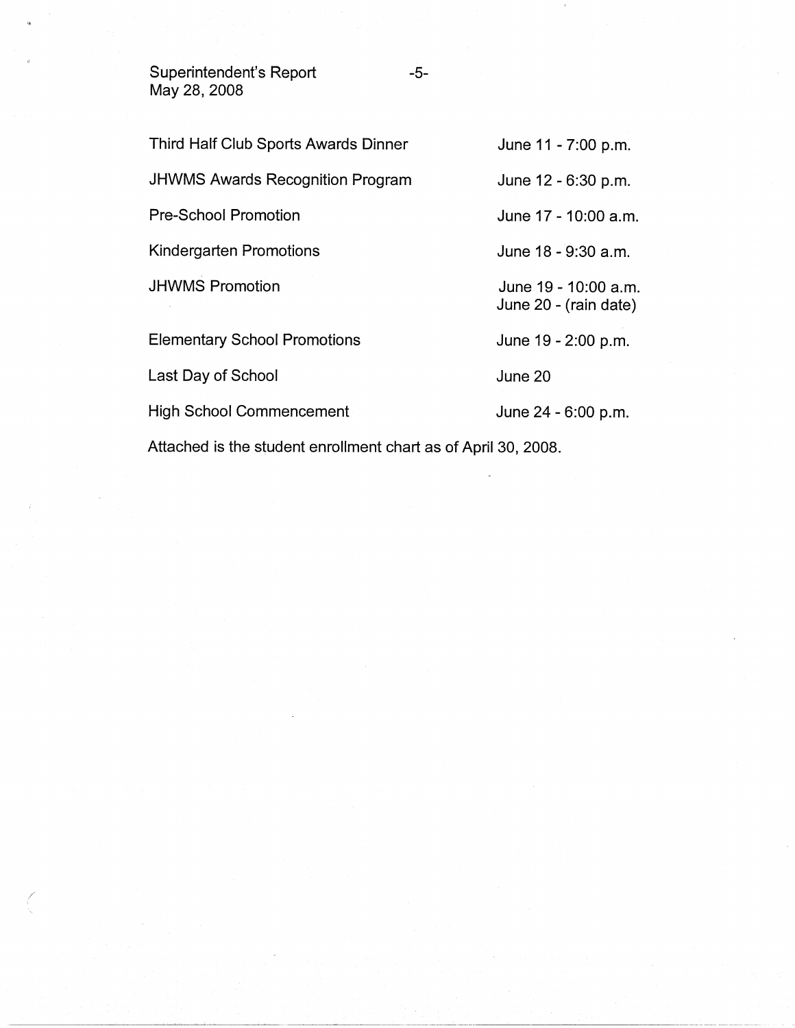| | |
|---|---|
| Third Half Club Sports Awards Dinner | June 11 - 7:00 p.m. |
| JHWMS Awards Recognition Program | June 12 - 6:30 p.m. |
| Pre-School Promotion | June 17 - 10:00 a.m. |
| Kindergarten Promotions | June 18 - 9:30 a.m. |
| JHWMS Promotion | June 19 - 10:00 a.m.<br>June 20 - (rain date) |
| Elementary School Promotions | June 19 - 2:00 p.m. |
| Last Day of School | June 20 |
| High School Commencement | June 24 - 6:00 p.m. |

Attached is the student enrollment chart as of April 30, 2008.